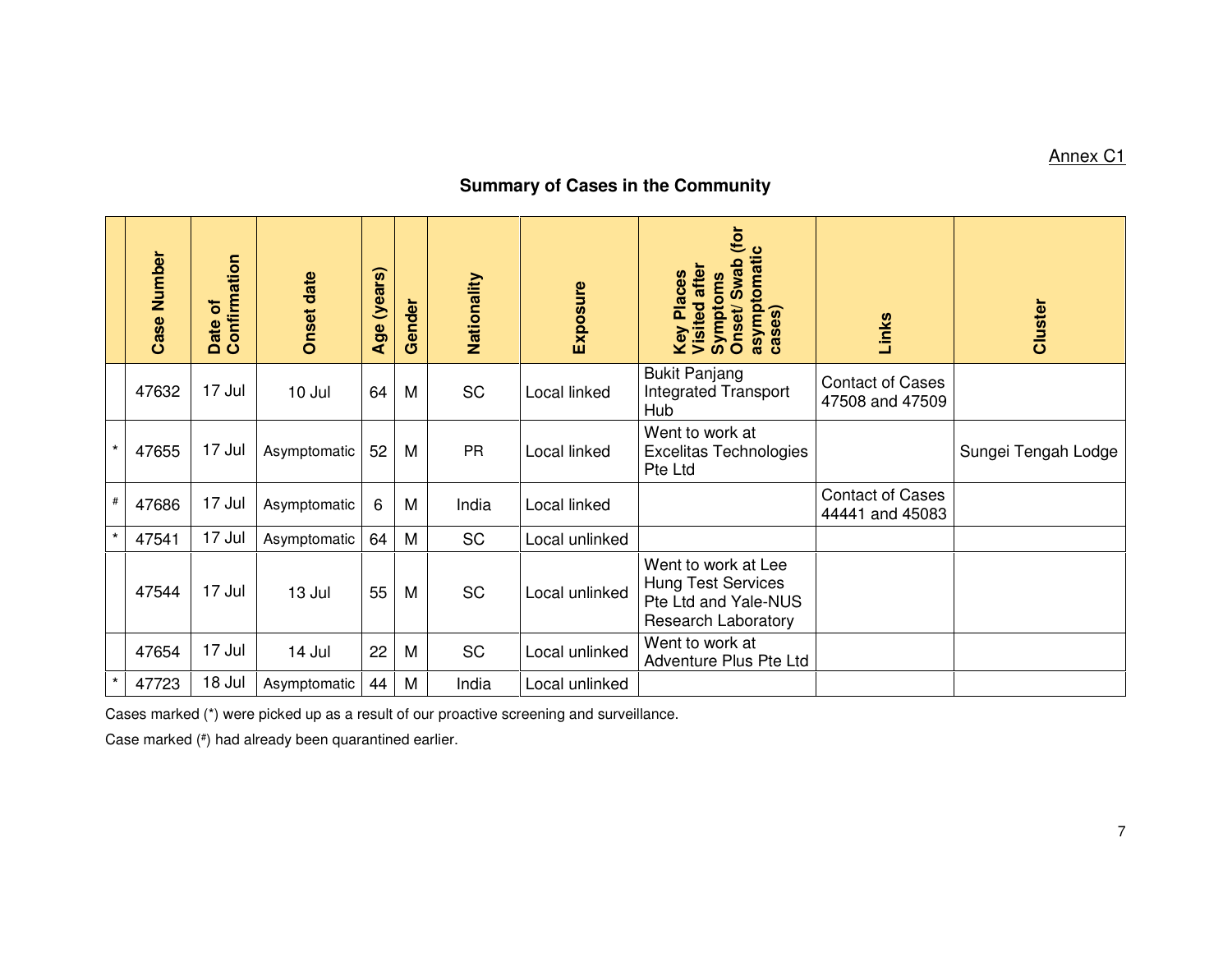Annex C1

## Summary of Cases in the Community

| | Case Number | Date of Confirmation | Onset date | Age (years) | Gender | Nationality | Exposure | Key Places Visited after Symptoms Onset/ Swab (for asymptomatic cases) | Links | Cluster |
|---|---|---|---|---|---|---|---|---|---|---|
| | 47632 | 17 Jul | 10 Jul | 64 | M | SC | Local linked | Bukit Panjang Integrated Transport Hub | Contact of Cases 47508 and 47509 | |
| * | 47655 | 17 Jul | Asymptomatic | 52 | M | PR | Local linked | Went to work at Excelitas Technologies Pte Ltd | | Sungei Tengah Lodge |
| # | 47686 | 17 Jul | Asymptomatic | 6 | M | India | Local linked | | Contact of Cases 44441 and 45083 | |
| * | 47541 | 17 Jul | Asymptomatic | 64 | M | SC | Local unlinked | | | |
| | 47544 | 17 Jul | 13 Jul | 55 | M | SC | Local unlinked | Went to work at Lee Hung Test Services Pte Ltd and Yale-NUS Research Laboratory | | |
| | 47654 | 17 Jul | 14 Jul | 22 | M | SC | Local unlinked | Went to work at Adventure Plus Pte Ltd | | |
| * | 47723 | 18 Jul | Asymptomatic | 44 | M | India | Local unlinked | | | |

Cases marked (*) were picked up as a result of our proactive screening and surveillance.

Case marked (#) had already been quarantined earlier.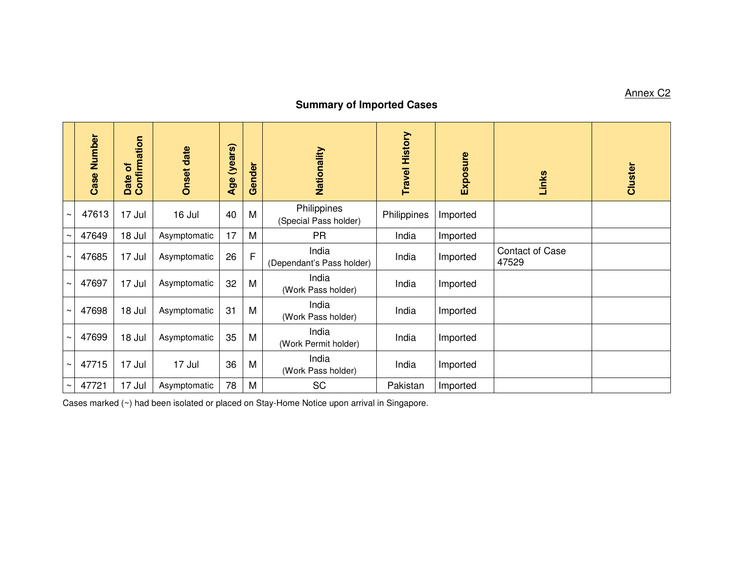Annex C2

## Summary of Imported Cases

| | Case Number | Date of Confirmation | Onset date | Age (years) | Gender | Nationality | Travel History | Exposure | Links | Cluster |
|---|---|---|---|---|---|---|---|---|---|---|
| ~ | 47613 | 17 Jul | 16 Jul | 40 | M | Philippines (Special Pass holder) | Philippines | Imported | | |
| ~ | 47649 | 18 Jul | Asymptomatic | 17 | M | PR | India | Imported | | |
| ~ | 47685 | 17 Jul | Asymptomatic | 26 | F | India (Dependant's Pass holder) | India | Imported | Contact of Case 47529 | |
| ~ | 47697 | 17 Jul | Asymptomatic | 32 | M | India (Work Pass holder) | India | Imported | | |
| ~ | 47698 | 18 Jul | Asymptomatic | 31 | M | India (Work Pass holder) | India | Imported | | |
| ~ | 47699 | 18 Jul | Asymptomatic | 35 | M | India (Work Permit holder) | India | Imported | | |
| ~ | 47715 | 17 Jul | 17 Jul | 36 | M | India (Work Pass holder) | India | Imported | | |
| ~ | 47721 | 17 Jul | Asymptomatic | 78 | M | SC | Pakistan | Imported | | |

Cases marked (~) had been isolated or placed on Stay-Home Notice upon arrival in Singapore.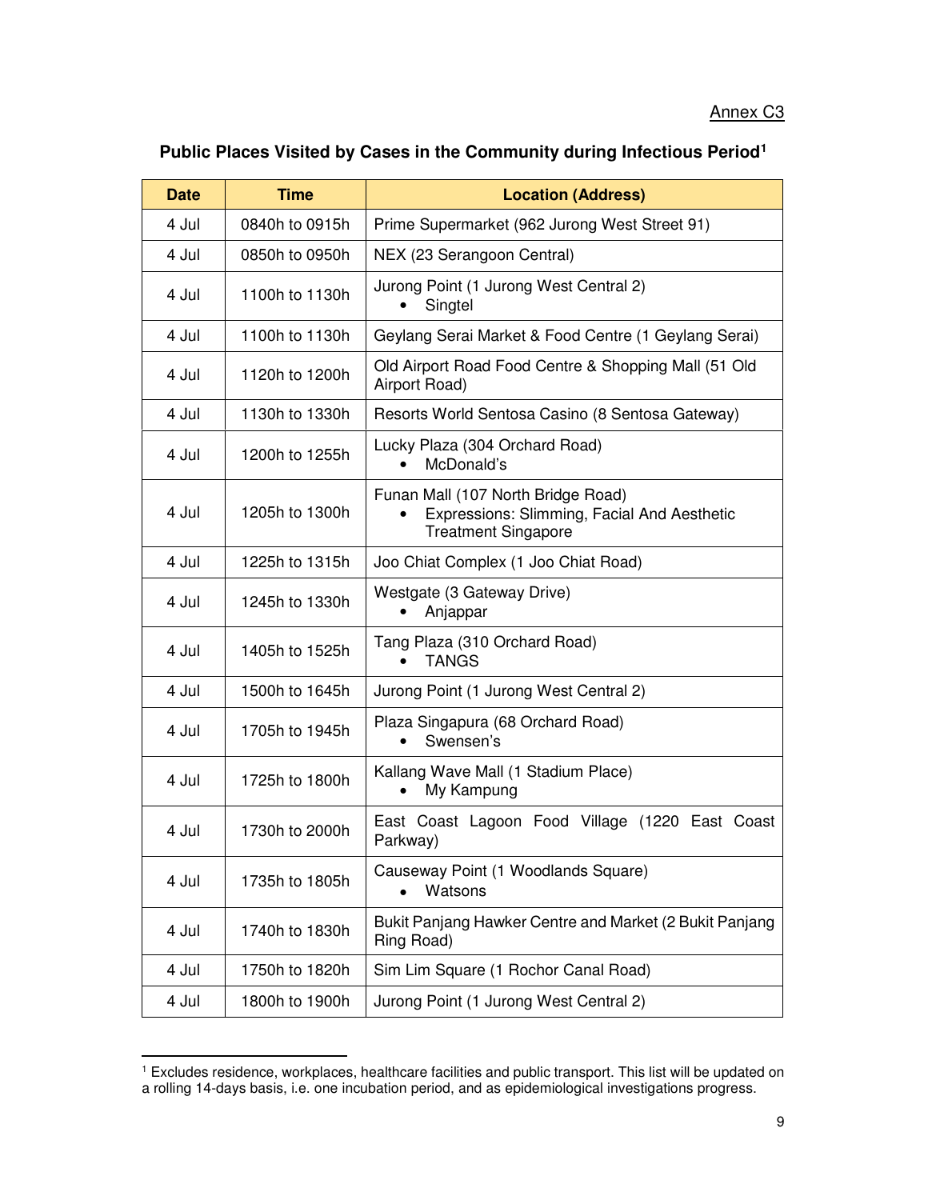Annex C3

## Public Places Visited by Cases in the Community during Infectious Period[1]

| Date | Time | Location (Address) |
|---|---|---|
| 4 Jul | 0840h to 0915h | Prime Supermarket (962 Jurong West Street 91) |
| 4 Jul | 0850h to 0950h | NEX (23 Serangoon Central) |
| 4 Jul | 1100h to 1130h | Jurong Point (1 Jurong West Central 2)<br>• Singtel |
| 4 Jul | 1100h to 1130h | Geylang Serai Market & Food Centre (1 Geylang Serai) |
| 4 Jul | 1120h to 1200h | Old Airport Road Food Centre & Shopping Mall (51 Old Airport Road) |
| 4 Jul | 1130h to 1330h | Resorts World Sentosa Casino (8 Sentosa Gateway) |
| 4 Jul | 1200h to 1255h | Lucky Plaza (304 Orchard Road)<br>• McDonald's |
| 4 Jul | 1205h to 1300h | Funan Mall (107 North Bridge Road)<br>• Expressions: Slimming, Facial And Aesthetic Treatment Singapore |
| 4 Jul | 1225h to 1315h | Joo Chiat Complex (1 Joo Chiat Road) |
| 4 Jul | 1245h to 1330h | Westgate (3 Gateway Drive)<br>• Anjappar |
| 4 Jul | 1405h to 1525h | Tang Plaza (310 Orchard Road)<br>• TANGS |
| 4 Jul | 1500h to 1645h | Jurong Point (1 Jurong West Central 2) |
| 4 Jul | 1705h to 1945h | Plaza Singapura (68 Orchard Road)<br>• Swensen's |
| 4 Jul | 1725h to 1800h | Kallang Wave Mall (1 Stadium Place)<br>• My Kampung |
| 4 Jul | 1730h to 2000h | East Coast Lagoon Food Village (1220 East Coast Parkway) |
| 4 Jul | 1735h to 1805h | Causeway Point (1 Woodlands Square)<br>• Watsons |
| 4 Jul | 1740h to 1830h | Bukit Panjang Hawker Centre and Market (2 Bukit Panjang Ring Road) |
| 4 Jul | 1750h to 1820h | Sim Lim Square (1 Rochor Canal Road) |
| 4 Jul | 1800h to 1900h | Jurong Point (1 Jurong West Central 2) |

[1] Excludes residence, workplaces, healthcare facilities and public transport. This list will be updated on a rolling 14-days basis, i.e. one incubation period, and as epidemiological investigations progress.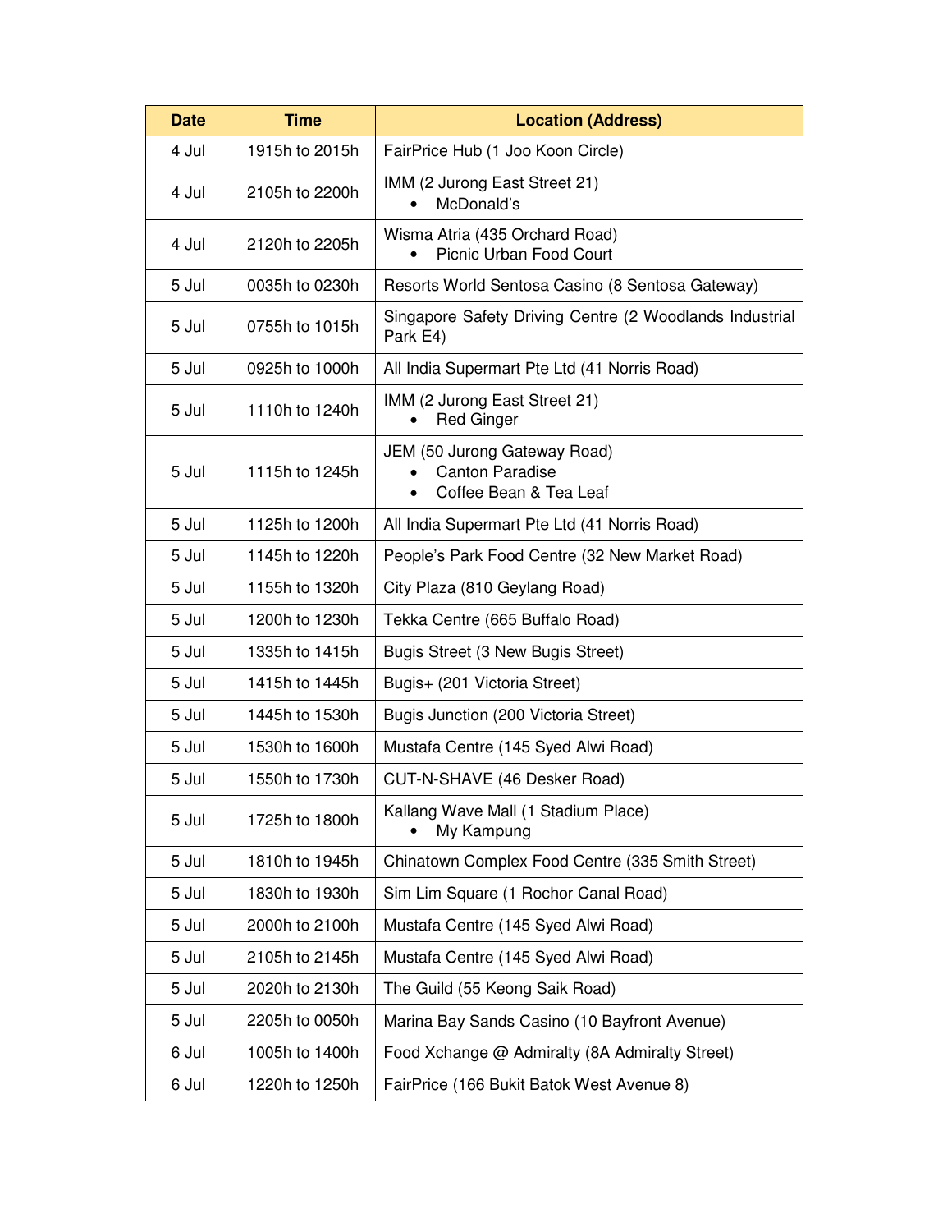| Date | Time | Location (Address) |
| --- | --- | --- |
| 4 Jul | 1915h to 2015h | FairPrice Hub (1 Joo Koon Circle) |
| 4 Jul | 2105h to 2200h | IMM (2 Jurong East Street 21)<br>• McDonald's |
| 4 Jul | 2120h to 2205h | Wisma Atria (435 Orchard Road)<br>• Picnic Urban Food Court |
| 5 Jul | 0035h to 0230h | Resorts World Sentosa Casino (8 Sentosa Gateway) |
| 5 Jul | 0755h to 1015h | Singapore Safety Driving Centre (2 Woodlands Industrial Park E4) |
| 5 Jul | 0925h to 1000h | All India Supermart Pte Ltd (41 Norris Road) |
| 5 Jul | 1110h to 1240h | IMM (2 Jurong East Street 21)<br>• Red Ginger |
| 5 Jul | 1115h to 1245h | JEM (50 Jurong Gateway Road)<br>• Canton Paradise<br>• Coffee Bean & Tea Leaf |
| 5 Jul | 1125h to 1200h | All India Supermart Pte Ltd (41 Norris Road) |
| 5 Jul | 1145h to 1220h | People's Park Food Centre (32 New Market Road) |
| 5 Jul | 1155h to 1320h | City Plaza (810 Geylang Road) |
| 5 Jul | 1200h to 1230h | Tekka Centre (665 Buffalo Road) |
| 5 Jul | 1335h to 1415h | Bugis Street (3 New Bugis Street) |
| 5 Jul | 1415h to 1445h | Bugis+ (201 Victoria Street) |
| 5 Jul | 1445h to 1530h | Bugis Junction (200 Victoria Street) |
| 5 Jul | 1530h to 1600h | Mustafa Centre (145 Syed Alwi Road) |
| 5 Jul | 1550h to 1730h | CUT-N-SHAVE (46 Desker Road) |
| 5 Jul | 1725h to 1800h | Kallang Wave Mall (1 Stadium Place)<br>• My Kampung |
| 5 Jul | 1810h to 1945h | Chinatown Complex Food Centre (335 Smith Street) |
| 5 Jul | 1830h to 1930h | Sim Lim Square (1 Rochor Canal Road) |
| 5 Jul | 2000h to 2100h | Mustafa Centre (145 Syed Alwi Road) |
| 5 Jul | 2105h to 2145h | Mustafa Centre (145 Syed Alwi Road) |
| 5 Jul | 2020h to 2130h | The Guild (55 Keong Saik Road) |
| 5 Jul | 2205h to 0050h | Marina Bay Sands Casino (10 Bayfront Avenue) |
| 6 Jul | 1005h to 1400h | Food Xchange @ Admiralty (8A Admiralty Street) |
| 6 Jul | 1220h to 1250h | FairPrice (166 Bukit Batok West Avenue 8) |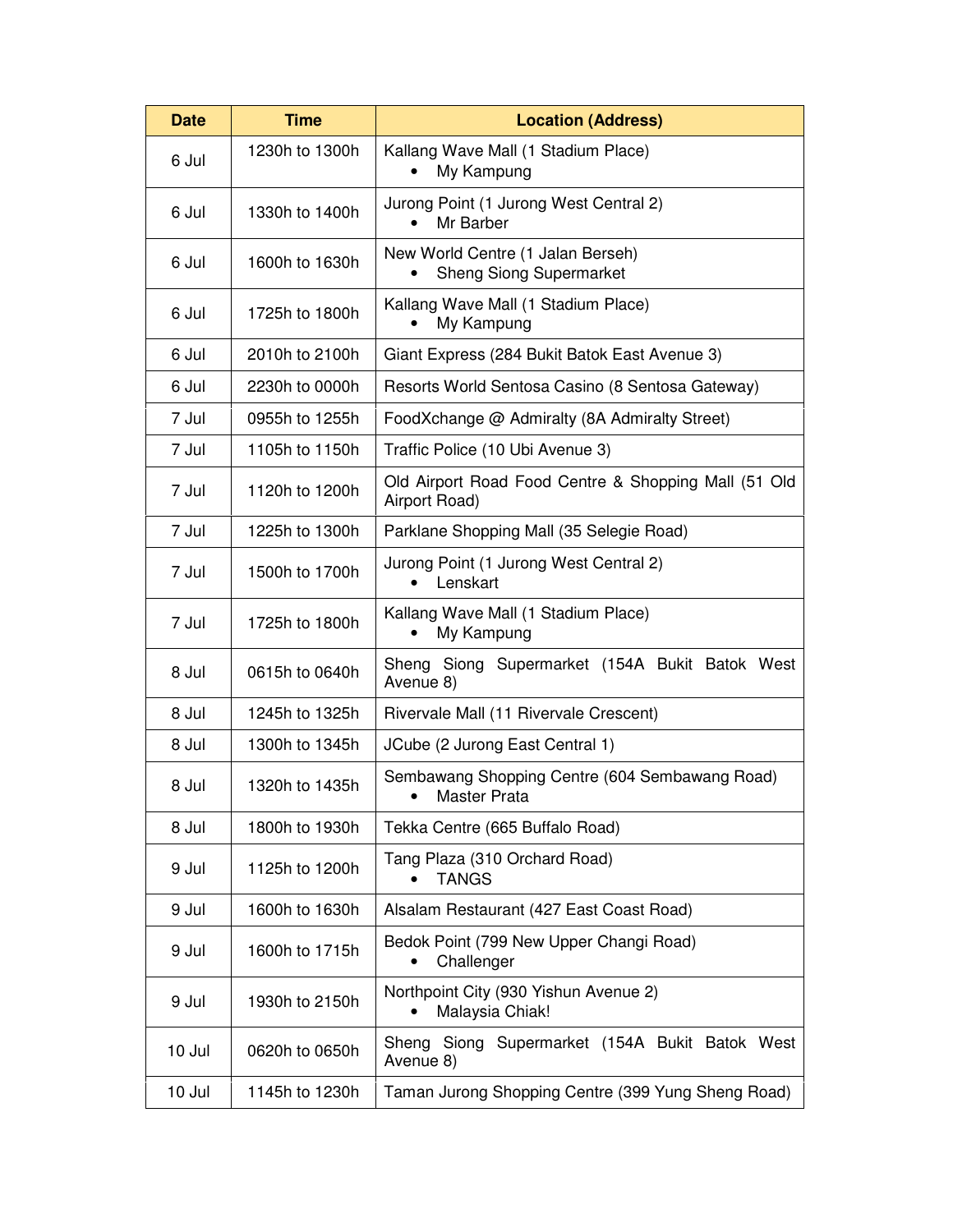| Date | Time | Location (Address) |
|---|---|---|
| 6 Jul | 1230h to 1300h | Kallang Wave Mall (1 Stadium Place)<br>• My Kampung |
| 6 Jul | 1330h to 1400h | Jurong Point (1 Jurong West Central 2)<br>• Mr Barber |
| 6 Jul | 1600h to 1630h | New World Centre (1 Jalan Berseh)<br>• Sheng Siong Supermarket |
| 6 Jul | 1725h to 1800h | Kallang Wave Mall (1 Stadium Place)<br>• My Kampung |
| 6 Jul | 2010h to 2100h | Giant Express (284 Bukit Batok East Avenue 3) |
| 6 Jul | 2230h to 0000h | Resorts World Sentosa Casino (8 Sentosa Gateway) |
| 7 Jul | 0955h to 1255h | FoodXchange @ Admiralty (8A Admiralty Street) |
| 7 Jul | 1105h to 1150h | Traffic Police (10 Ubi Avenue 3) |
| 7 Jul | 1120h to 1200h | Old Airport Road Food Centre & Shopping Mall (51 Old Airport Road) |
| 7 Jul | 1225h to 1300h | Parklane Shopping Mall (35 Selegie Road) |
| 7 Jul | 1500h to 1700h | Jurong Point (1 Jurong West Central 2)<br>• Lenskart |
| 7 Jul | 1725h to 1800h | Kallang Wave Mall (1 Stadium Place)<br>• My Kampung |
| 8 Jul | 0615h to 0640h | Sheng Siong Supermarket (154A Bukit Batok West Avenue 8) |
| 8 Jul | 1245h to 1325h | Rivervale Mall (11 Rivervale Crescent) |
| 8 Jul | 1300h to 1345h | JCube (2 Jurong East Central 1) |
| 8 Jul | 1320h to 1435h | Sembawang Shopping Centre (604 Sembawang Road)<br>• Master Prata |
| 8 Jul | 1800h to 1930h | Tekka Centre (665 Buffalo Road) |
| 9 Jul | 1125h to 1200h | Tang Plaza (310 Orchard Road)<br>• TANGS |
| 9 Jul | 1600h to 1630h | Alsalam Restaurant (427 East Coast Road) |
| 9 Jul | 1600h to 1715h | Bedok Point (799 New Upper Changi Road)<br>• Challenger |
| 9 Jul | 1930h to 2150h | Northpoint City (930 Yishun Avenue 2)<br>• Malaysia Chiak! |
| 10 Jul | 0620h to 0650h | Sheng Siong Supermarket (154A Bukit Batok West Avenue 8) |
| 10 Jul | 1145h to 1230h | Taman Jurong Shopping Centre (399 Yung Sheng Road) |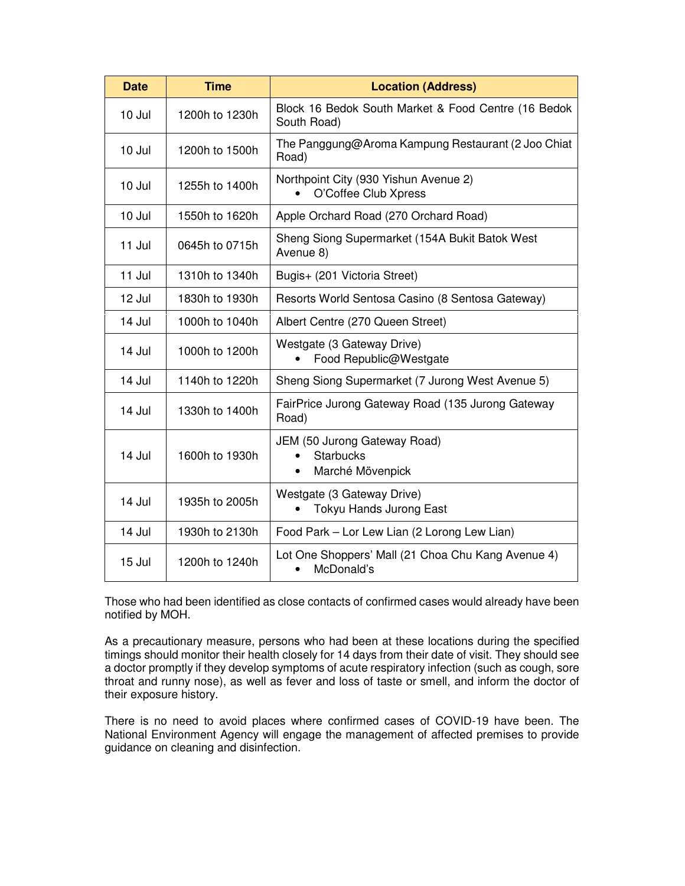| Date | Time | Location (Address) |
|---|---|---|
| 10 Jul | 1200h to 1230h | Block 16 Bedok South Market & Food Centre (16 Bedok South Road) |
| 10 Jul | 1200h to 1500h | The Panggung@Aroma Kampung Restaurant (2 Joo Chiat Road) |
| 10 Jul | 1255h to 1400h | Northpoint City (930 Yishun Avenue 2)<br>• O'Coffee Club Xpress |
| 10 Jul | 1550h to 1620h | Apple Orchard Road (270 Orchard Road) |
| 11 Jul | 0645h to 0715h | Sheng Siong Supermarket (154A Bukit Batok West Avenue 8) |
| 11 Jul | 1310h to 1340h | Bugis+ (201 Victoria Street) |
| 12 Jul | 1830h to 1930h | Resorts World Sentosa Casino (8 Sentosa Gateway) |
| 14 Jul | 1000h to 1040h | Albert Centre (270 Queen Street) |
| 14 Jul | 1000h to 1200h | Westgate (3 Gateway Drive)<br>• Food Republic@Westgate |
| 14 Jul | 1140h to 1220h | Sheng Siong Supermarket (7 Jurong West Avenue 5) |
| 14 Jul | 1330h to 1400h | FairPrice Jurong Gateway Road (135 Jurong Gateway Road) |
| 14 Jul | 1600h to 1930h | JEM (50 Jurong Gateway Road)<br>• Starbucks<br>• Marché Mövenpick |
| 14 Jul | 1935h to 2005h | Westgate (3 Gateway Drive)<br>• Tokyu Hands Jurong East |
| 14 Jul | 1930h to 2130h | Food Park – Lor Lew Lian (2 Lorong Lew Lian) |
| 15 Jul | 1200h to 1240h | Lot One Shoppers' Mall (21 Choa Chu Kang Avenue 4)<br>• McDonald's |

Those who had been identified as close contacts of confirmed cases would already have been notified by MOH.

As a precautionary measure, persons who had been at these locations during the specified timings should monitor their health closely for 14 days from their date of visit. They should see a doctor promptly if they develop symptoms of acute respiratory infection (such as cough, sore throat and runny nose), as well as fever and loss of taste or smell, and inform the doctor of their exposure history.

There is no need to avoid places where confirmed cases of COVID-19 have been. The National Environment Agency will engage the management of affected premises to provide guidance on cleaning and disinfection.